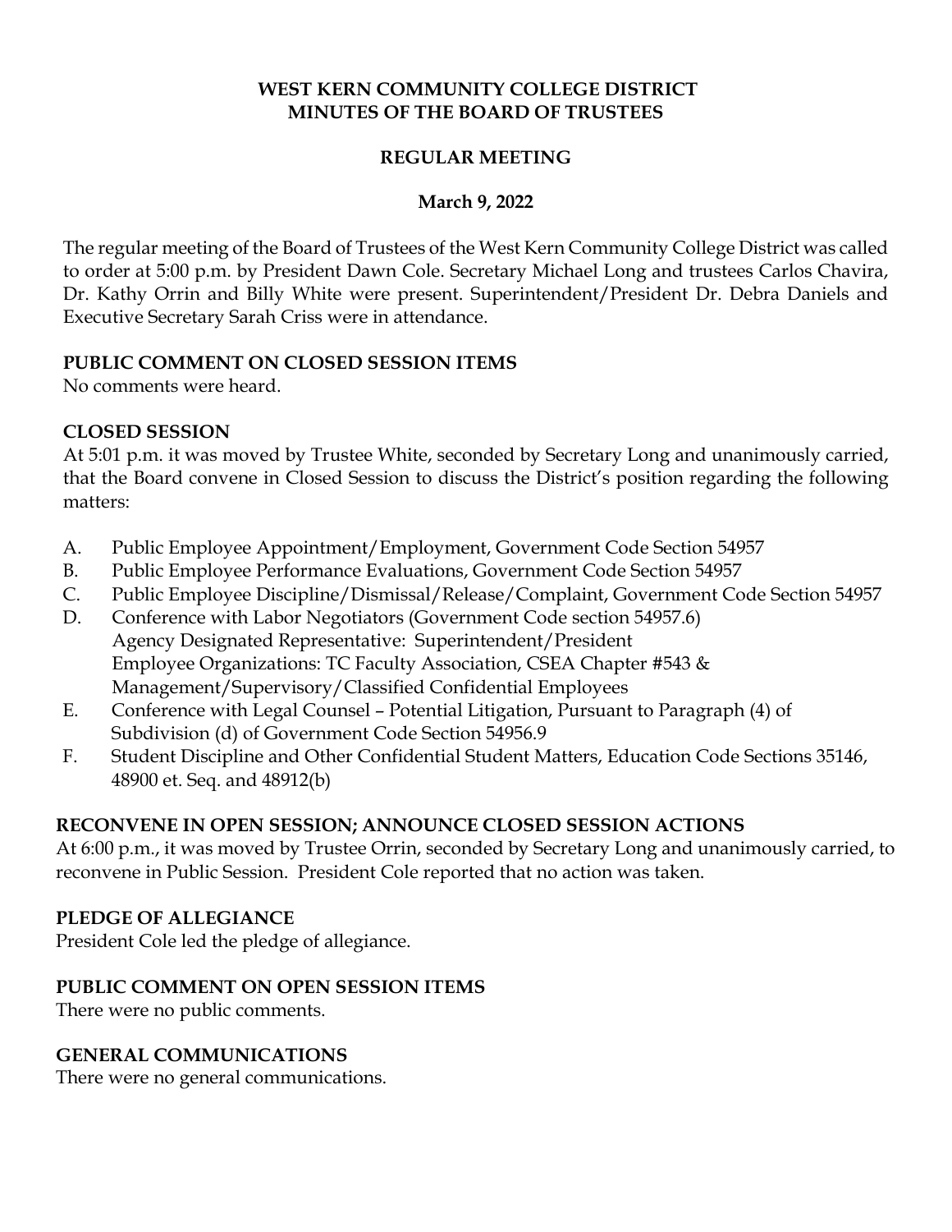# WEST KERN COMMUNITY COLLEGE DISTRICT
# MINUTES OF THE BOARD OF TRUSTEES

## REGULAR MEETING

**March 9, 2022**

The regular meeting of the Board of Trustees of the West Kern Community College District was called to order at 5:00 p.m. by President Dawn Cole. Secretary Michael Long and trustees Carlos Chavira, Dr. Kathy Orrin and Billy White were present. Superintendent/President Dr. Debra Daniels and Executive Secretary Sarah Criss were in attendance.

**PUBLIC COMMENT ON CLOSED SESSION ITEMS**
No comments were heard.

**CLOSED SESSION**
At 5:01 p.m. it was moved by Trustee White, seconded by Secretary Long and unanimously carried, that the Board convene in Closed Session to discuss the District's position regarding the following matters:

A. Public Employee Appointment/Employment, Government Code Section 54957
B. Public Employee Performance Evaluations, Government Code Section 54957
C. Public Employee Discipline/Dismissal/Release/Complaint, Government Code Section 54957
D. Conference with Labor Negotiators (Government Code section 54957.6)
   Agency Designated Representative: Superintendent/President
   Employee Organizations: TC Faculty Association, CSEA Chapter #543 & Management/Supervisory/Classified Confidential Employees
E. Conference with Legal Counsel – Potential Litigation, Pursuant to Paragraph (4) of Subdivision (d) of Government Code Section 54956.9
F. Student Discipline and Other Confidential Student Matters, Education Code Sections 35146, 48900 et. Seq. and 48912(b)

**RECONVENE IN OPEN SESSION; ANNOUNCE CLOSED SESSION ACTIONS**
At 6:00 p.m., it was moved by Trustee Orrin, seconded by Secretary Long and unanimously carried, to reconvene in Public Session. President Cole reported that no action was taken.

**PLEDGE OF ALLEGIANCE**
President Cole led the pledge of allegiance.

**PUBLIC COMMENT ON OPEN SESSION ITEMS**
There were no public comments.

**GENERAL COMMUNICATIONS**
There were no general communications.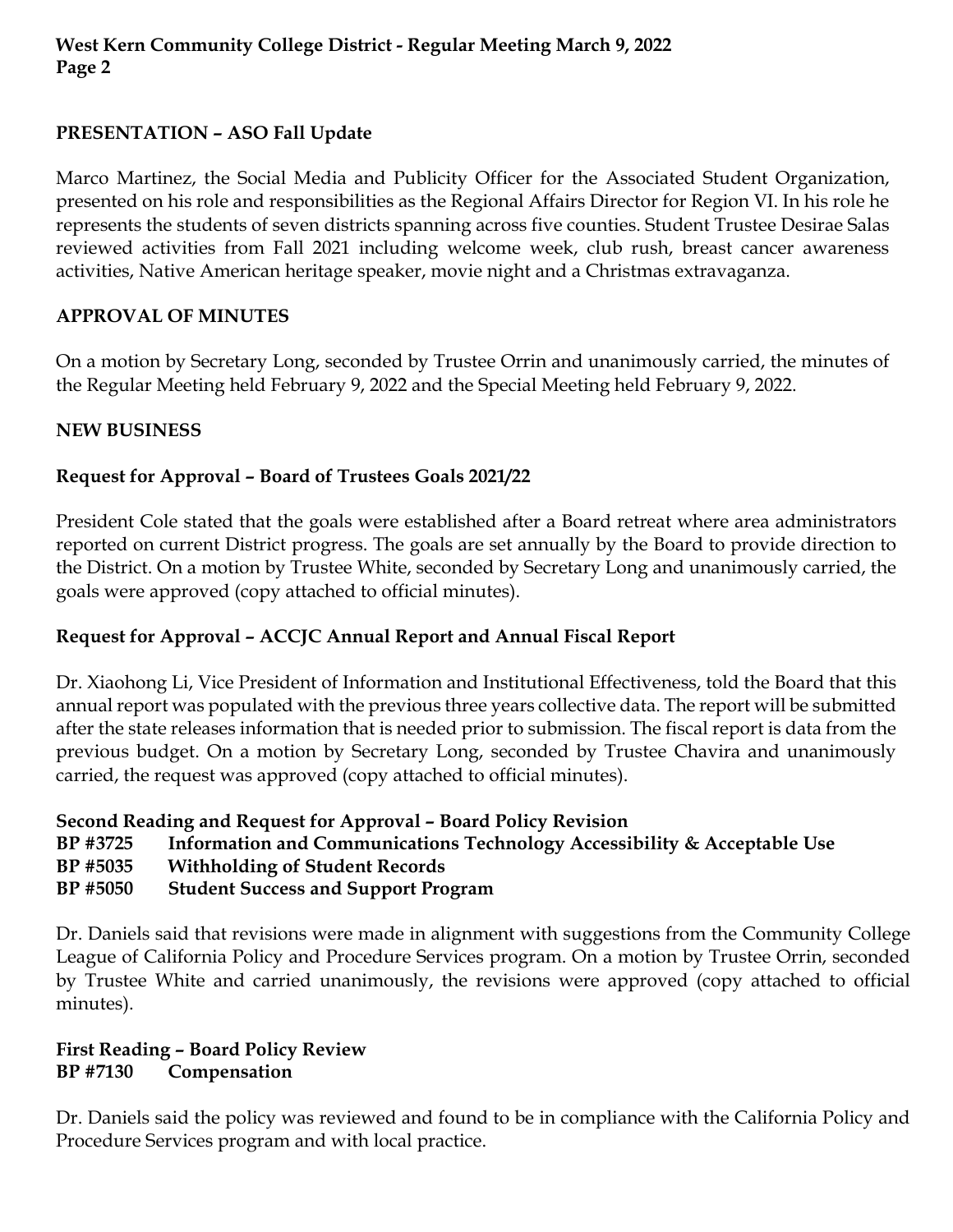### PRESENTATION – ASO Fall Update

Marco Martinez, the Social Media and Publicity Officer for the Associated Student Organization, presented on his role and responsibilities as the Regional Affairs Director for Region VI. In his role he represents the students of seven districts spanning across five counties. Student Trustee Desirae Salas reviewed activities from Fall 2021 including welcome week, club rush, breast cancer awareness activities, Native American heritage speaker, movie night and a Christmas extravaganza.

### APPROVAL OF MINUTES

On a motion by Secretary Long, seconded by Trustee Orrin and unanimously carried, the minutes of the Regular Meeting held February 9, 2022 and the Special Meeting held February 9, 2022.

### NEW BUSINESS

**Request for Approval – Board of Trustees Goals 2021/22**

President Cole stated that the goals were established after a Board retreat where area administrators reported on current District progress. The goals are set annually by the Board to provide direction to the District. On a motion by Trustee White, seconded by Secretary Long and unanimously carried, the goals were approved (copy attached to official minutes).

**Request for Approval – ACCJC Annual Report and Annual Fiscal Report**

Dr. Xiaohong Li, Vice President of Information and Institutional Effectiveness, told the Board that this annual report was populated with the previous three years collective data. The report will be submitted after the state releases information that is needed prior to submission. The fiscal report is data from the previous budget. On a motion by Secretary Long, seconded by Trustee Chavira and unanimously carried, the request was approved (copy attached to official minutes).

**Second Reading and Request for Approval – Board Policy Revision**
**BP #3725 Information and Communications Technology Accessibility & Acceptable Use**
**BP #5035 Withholding of Student Records**
**BP #5050 Student Success and Support Program**

Dr. Daniels said that revisions were made in alignment with suggestions from the Community College League of California Policy and Procedure Services program. On a motion by Trustee Orrin, seconded by Trustee White and carried unanimously, the revisions were approved (copy attached to official minutes).

**First Reading – Board Policy Review**
**BP #7130 Compensation**

Dr. Daniels said the policy was reviewed and found to be in compliance with the California Policy and Procedure Services program and with local practice.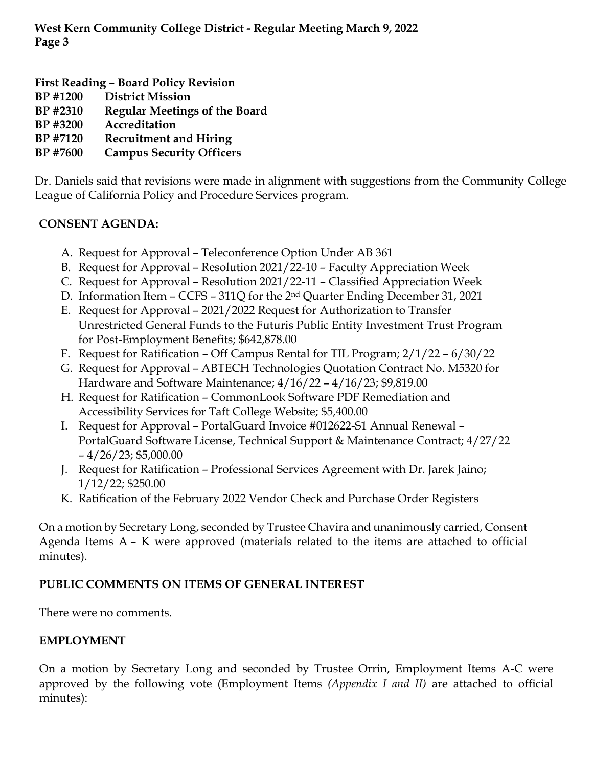**First Reading – Board Policy Revision**
**BP #1200 District Mission**
**BP #2310 Regular Meetings of the Board**
**BP #3200 Accreditation**
**BP #7120 Recruitment and Hiring**
**BP #7600 Campus Security Officers**

Dr. Daniels said that revisions were made in alignment with suggestions from the Community College League of California Policy and Procedure Services program.

**CONSENT AGENDA:**

A. Request for Approval – Teleconference Option Under AB 361
B. Request for Approval – Resolution 2021/22-10 – Faculty Appreciation Week
C. Request for Approval – Resolution 2021/22-11 – Classified Appreciation Week
D. Information Item – CCFS – 311Q for the 2nd Quarter Ending December 31, 2021
E. Request for Approval – 2021/2022 Request for Authorization to Transfer Unrestricted General Funds to the Futuris Public Entity Investment Trust Program for Post-Employment Benefits; $642,878.00
F. Request for Ratification – Off Campus Rental for TIL Program; 2/1/22 – 6/30/22
G. Request for Approval – ABTECH Technologies Quotation Contract No. M5320 for Hardware and Software Maintenance; 4/16/22 – 4/16/23; $9,819.00
H. Request for Ratification – CommonLook Software PDF Remediation and Accessibility Services for Taft College Website; $5,400.00
I. Request for Approval – PortalGuard Invoice #012622-S1 Annual Renewal – PortalGuard Software License, Technical Support & Maintenance Contract; 4/27/22 – 4/26/23; $5,000.00
J. Request for Ratification – Professional Services Agreement with Dr. Jarek Jaino; 1/12/22; $250.00
K. Ratification of the February 2022 Vendor Check and Purchase Order Registers

On a motion by Secretary Long, seconded by Trustee Chavira and unanimously carried, Consent Agenda Items A – K were approved (materials related to the items are attached to official minutes).

**PUBLIC COMMENTS ON ITEMS OF GENERAL INTEREST**

There were no comments.

**EMPLOYMENT**

On a motion by Secretary Long and seconded by Trustee Orrin, Employment Items A-C were approved by the following vote (Employment Items *(Appendix I and II)* are attached to official minutes):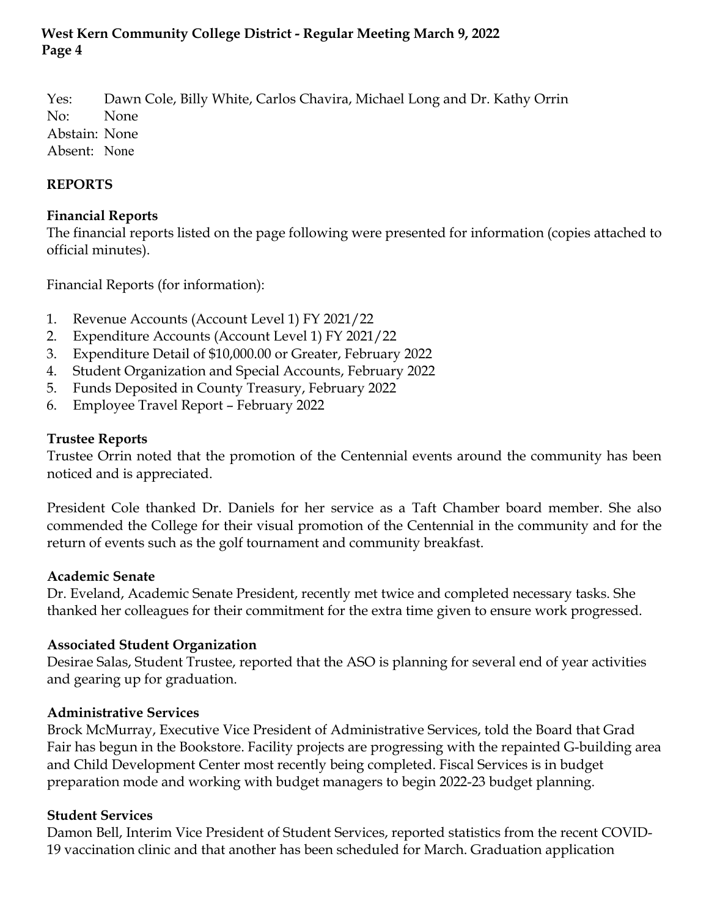Yes: Dawn Cole, Billy White, Carlos Chavira, Michael Long and Dr. Kathy Orrin
No: None
Abstain: None
Absent: None

## REPORTS

### Financial Reports

The financial reports listed on the page following were presented for information (copies attached to official minutes).

Financial Reports (for information):

1. Revenue Accounts (Account Level 1) FY 2021/22
2. Expenditure Accounts (Account Level 1) FY 2021/22
3. Expenditure Detail of $10,000.00 or Greater, February 2022
4. Student Organization and Special Accounts, February 2022
5. Funds Deposited in County Treasury, February 2022
6. Employee Travel Report – February 2022

### Trustee Reports

Trustee Orrin noted that the promotion of the Centennial events around the community has been noticed and is appreciated.

President Cole thanked Dr. Daniels for her service as a Taft Chamber board member. She also commended the College for their visual promotion of the Centennial in the community and for the return of events such as the golf tournament and community breakfast.

### Academic Senate

Dr. Eveland, Academic Senate President, recently met twice and completed necessary tasks. She thanked her colleagues for their commitment for the extra time given to ensure work progressed.

### Associated Student Organization

Desirae Salas, Student Trustee, reported that the ASO is planning for several end of year activities and gearing up for graduation.

### Administrative Services

Brock McMurray, Executive Vice President of Administrative Services, told the Board that Grad Fair has begun in the Bookstore. Facility projects are progressing with the repainted G-building area and Child Development Center most recently being completed. Fiscal Services is in budget preparation mode and working with budget managers to begin 2022-23 budget planning.

### Student Services

Damon Bell, Interim Vice President of Student Services, reported statistics from the recent COVID-19 vaccination clinic and that another has been scheduled for March. Graduation application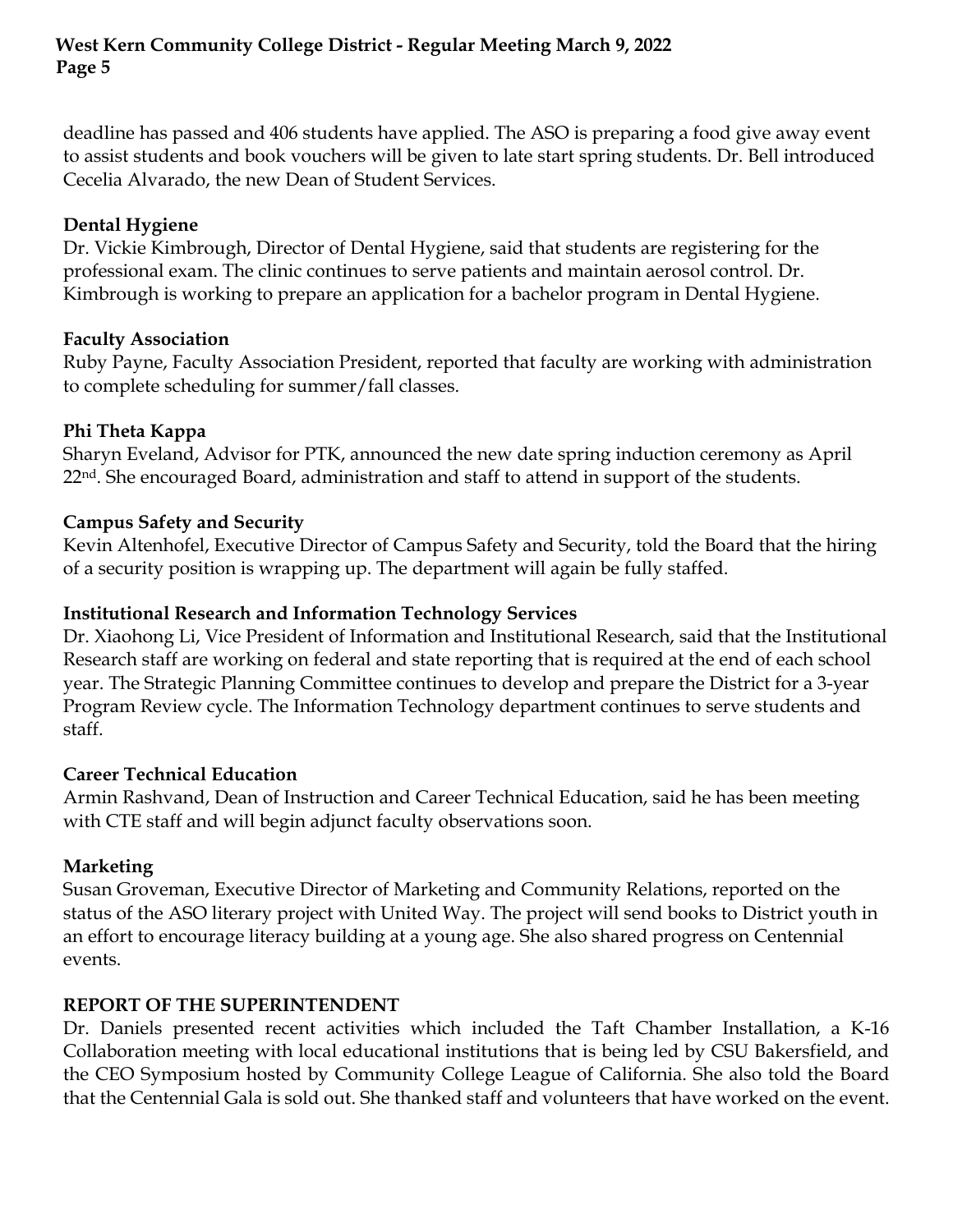deadline has passed and 406 students have applied. The ASO is preparing a food give away event to assist students and book vouchers will be given to late start spring students. Dr. Bell introduced Cecelia Alvarado, the new Dean of Student Services.

**Dental Hygiene**
Dr. Vickie Kimbrough, Director of Dental Hygiene, said that students are registering for the professional exam. The clinic continues to serve patients and maintain aerosol control. Dr. Kimbrough is working to prepare an application for a bachelor program in Dental Hygiene.

**Faculty Association**
Ruby Payne, Faculty Association President, reported that faculty are working with administration to complete scheduling for summer/fall classes.

**Phi Theta Kappa**
Sharyn Eveland, Advisor for PTK, announced the new date spring induction ceremony as April 22nd. She encouraged Board, administration and staff to attend in support of the students.

**Campus Safety and Security**
Kevin Altenhofel, Executive Director of Campus Safety and Security, told the Board that the hiring of a security position is wrapping up. The department will again be fully staffed.

**Institutional Research and Information Technology Services**
Dr. Xiaohong Li, Vice President of Information and Institutional Research, said that the Institutional Research staff are working on federal and state reporting that is required at the end of each school year. The Strategic Planning Committee continues to develop and prepare the District for a 3-year Program Review cycle. The Information Technology department continues to serve students and staff.

**Career Technical Education**
Armin Rashvand, Dean of Instruction and Career Technical Education, said he has been meeting with CTE staff and will begin adjunct faculty observations soon.

**Marketing**
Susan Groveman, Executive Director of Marketing and Community Relations, reported on the status of the ASO literary project with United Way. The project will send books to District youth in an effort to encourage literacy building at a young age. She also shared progress on Centennial events.

**REPORT OF THE SUPERINTENDENT**
Dr. Daniels presented recent activities which included the Taft Chamber Installation, a K-16 Collaboration meeting with local educational institutions that is being led by CSU Bakersfield, and the CEO Symposium hosted by Community College League of California. She also told the Board that the Centennial Gala is sold out. She thanked staff and volunteers that have worked on the event.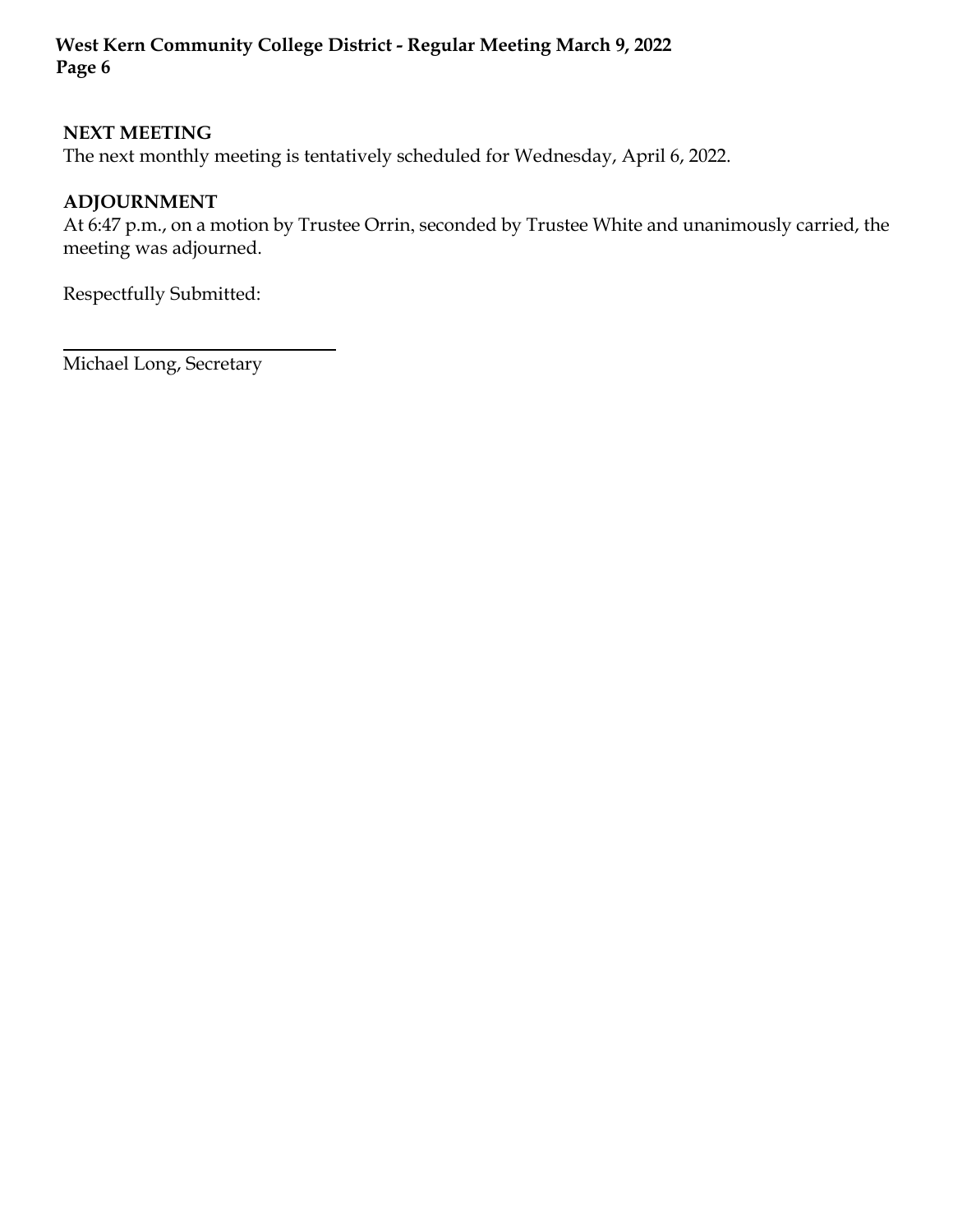**NEXT MEETING**
The next monthly meeting is tentatively scheduled for Wednesday, April 6, 2022.

**ADJOURNMENT**
At 6:47 p.m., on a motion by Trustee Orrin, seconded by Trustee White and unanimously carried, the meeting was adjourned.

Respectfully Submitted:

Michael Long, Secretary